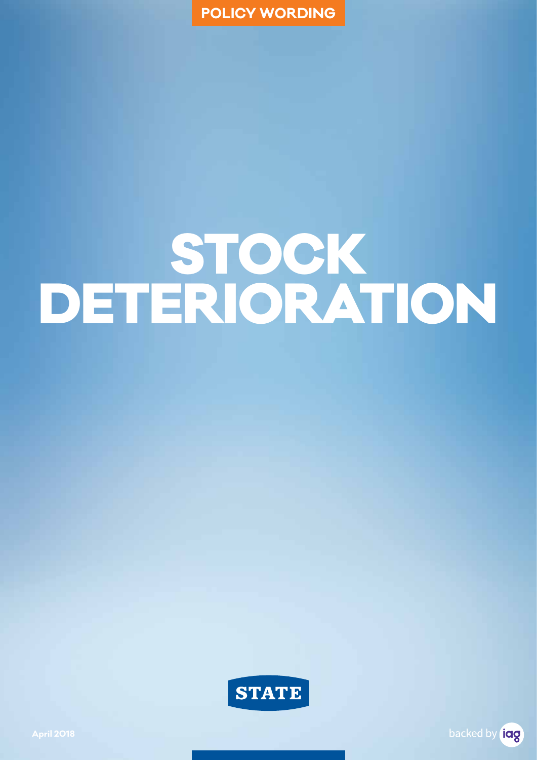POLICY WORDING

# STOCK DETERIORATION

STATE

April 2018

backed by iag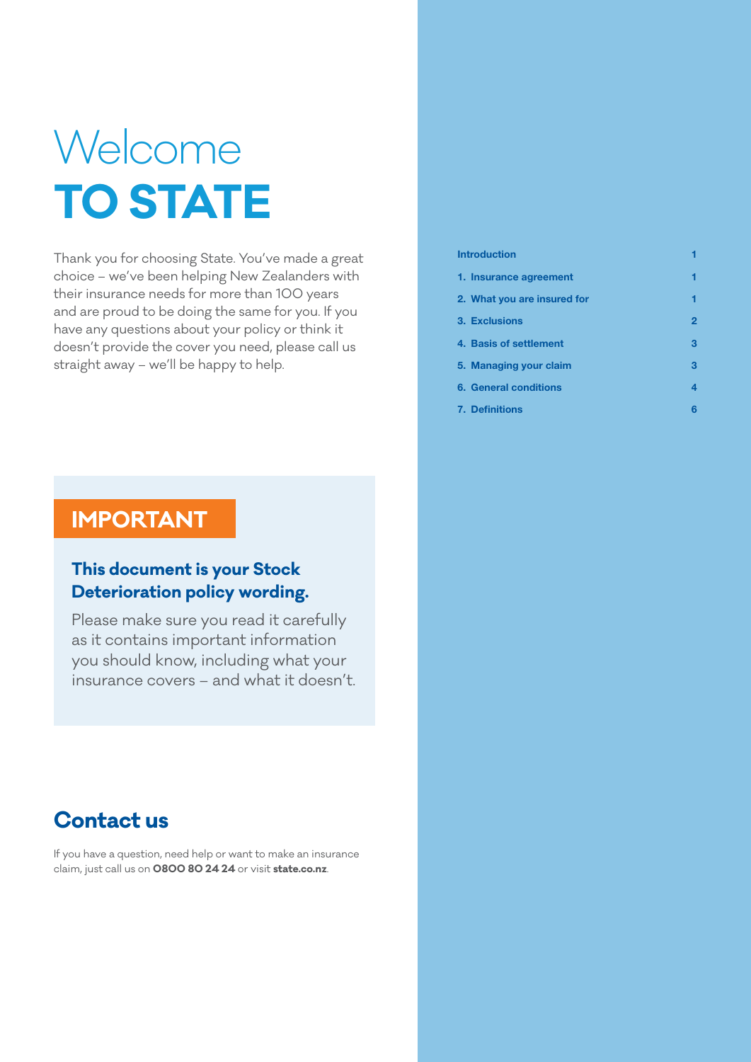# Welcome
# TO STATE

Thank you for choosing State. You've made a great choice – we've been helping New Zealanders with their insurance needs for more than 100 years and are proud to be doing the same for you. If you have any questions about your policy or think it doesn't provide the cover you need, please call us straight away – we'll be happy to help.

| | |
|---|---|
| Introduction | 1 |
| 1. Insurance agreement | 1 |
| 2. What you are insured for | 1 |
| 3. Exclusions | 2 |
| 4. Basis of settlement | 3 |
| 5. Managing your claim | 3 |
| 6. General conditions | 4 |
| 7. Definitions | 6 |

## IMPORTANT

### This document is your Stock Deterioration policy wording.

Please make sure you read it carefully as it contains important information you should know, including what your insurance covers – and what it doesn't.

## Contact us

If you have a question, need help or want to make an insurance claim, just call us on **0800 80 24 24** or visit **state.co.nz**.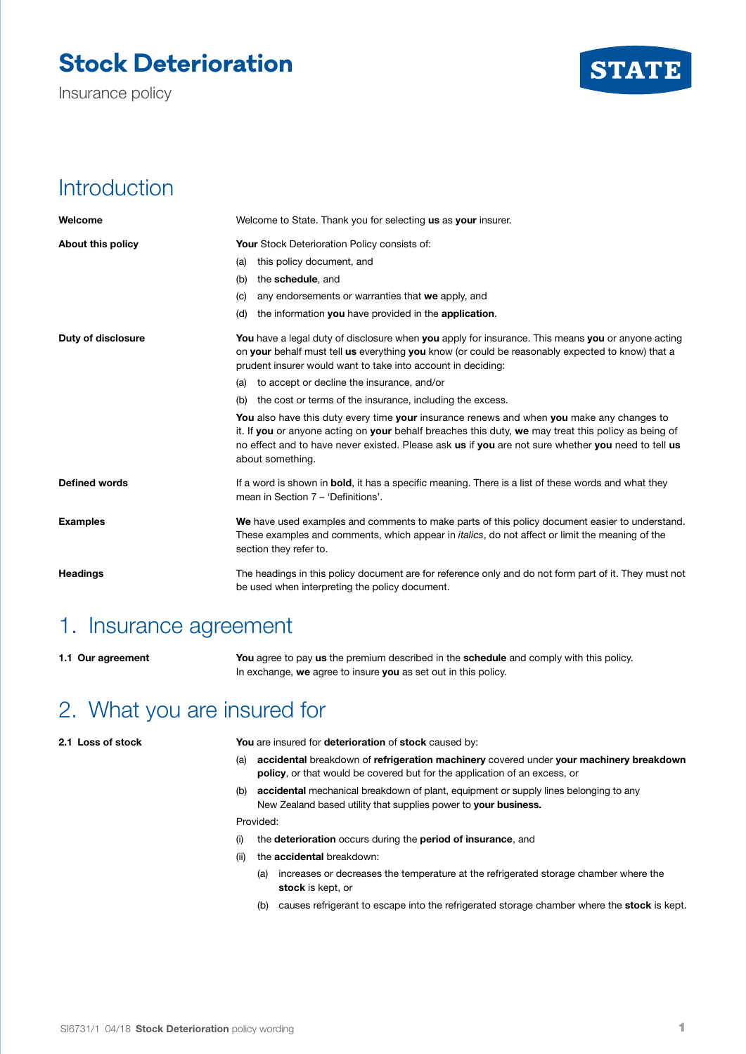# Stock Deterioration

Insurance policy

STATE

## Introduction

**Welcome**

Welcome to State. Thank you for selecting **us** as **your** insurer.

**About this policy**

**Your** Stock Deterioration Policy consists of:

(a) this policy document, and

(b) the **schedule**, and

(c) any endorsements or warranties that **we** apply, and

(d) the information **you** have provided in the **application**.

**Duty of disclosure**

**You** have a legal duty of disclosure when **you** apply for insurance. This means **you** or anyone acting on **your** behalf must tell **us** everything **you** know (or could be reasonably expected to know) that a prudent insurer would want to take into account in deciding:

(a) to accept or decline the insurance, and/or

(b) the cost or terms of the insurance, including the excess.

**You** also have this duty every time **your** insurance renews and when **you** make any changes to it. If **you** or anyone acting on **your** behalf breaches this duty, **we** may treat this policy as being of no effect and to have never existed. Please ask **us** if **you** are not sure whether **you** need to tell **us** about something.

**Defined words**

If a word is shown in **bold**, it has a specific meaning. There is a list of these words and what they mean in Section 7 – 'Definitions'.

**Examples**

**We** have used examples and comments to make parts of this policy document easier to understand. These examples and comments, which appear in *italics*, do not affect or limit the meaning of the section they refer to.

**Headings**

The headings in this policy document are for reference only and do not form part of it. They must not be used when interpreting the policy document.

## 1. Insurance agreement

**1.1 Our agreement**

**You** agree to pay **us** the premium described in the **schedule** and comply with this policy. In exchange, **we** agree to insure **you** as set out in this policy.

## 2. What you are insured for

**2.1 Loss of stock**

**You** are insured for **deterioration** of **stock** caused by:

(a) **accidental** breakdown of **refrigeration machinery** covered under **your machinery breakdown policy**, or that would be covered but for the application of an excess, or

(b) **accidental** mechanical breakdown of plant, equipment or supply lines belonging to any New Zealand based utility that supplies power to **your business.**

Provided:

(i) the **deterioration** occurs during the **period of insurance**, and

(ii) the **accidental** breakdown:

- (a) increases or decreases the temperature at the refrigerated storage chamber where the **stock** is kept, or
- (b) causes refrigerant to escape into the refrigerated storage chamber where the **stock** is kept.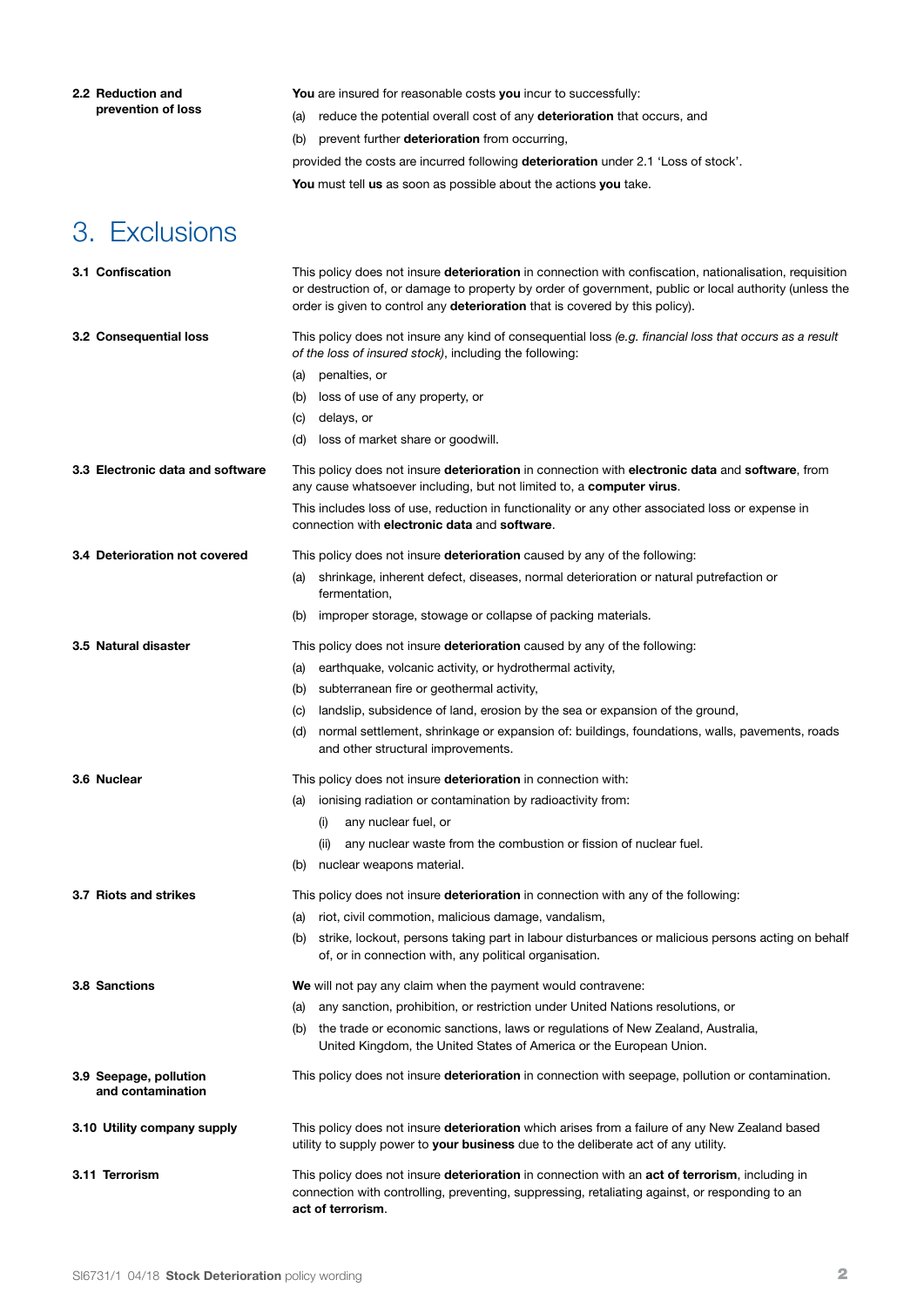**2.2 Reduction and prevention of loss**

**You** are insured for reasonable costs **you** incur to successfully:

(a) reduce the potential overall cost of any **deterioration** that occurs, and

(b) prevent further **deterioration** from occurring,

provided the costs are incurred following **deterioration** under 2.1 'Loss of stock'.

**You** must tell **us** as soon as possible about the actions **you** take.

# 3. Exclusions

**3.1 Confiscation**

This policy does not insure **deterioration** in connection with confiscation, nationalisation, requisition or destruction of, or damage to property by order of government, public or local authority (unless the order is given to control any **deterioration** that is covered by this policy).

**3.2 Consequential loss**

This policy does not insure any kind of consequential loss *(e.g. financial loss that occurs as a result of the loss of insured stock)*, including the following:

(a) penalties, or

(b) loss of use of any property, or

(c) delays, or

(d) loss of market share or goodwill.

**3.3 Electronic data and software**

This policy does not insure **deterioration** in connection with **electronic data** and **software**, from any cause whatsoever including, but not limited to, a **computer virus**.

This includes loss of use, reduction in functionality or any other associated loss or expense in connection with **electronic data** and **software**.

**3.4 Deterioration not covered**

This policy does not insure **deterioration** caused by any of the following:

(a) shrinkage, inherent defect, diseases, normal deterioration or natural putrefaction or fermentation,

(b) improper storage, stowage or collapse of packing materials.

**3.5 Natural disaster**

This policy does not insure **deterioration** caused by any of the following:

(a) earthquake, volcanic activity, or hydrothermal activity,

(b) subterranean fire or geothermal activity,

(c) landslip, subsidence of land, erosion by the sea or expansion of the ground,

(d) normal settlement, shrinkage or expansion of: buildings, foundations, walls, pavements, roads and other structural improvements.

**3.6 Nuclear**

This policy does not insure **deterioration** in connection with:

(a) ionising radiation or contamination by radioactivity from:

   (i) any nuclear fuel, or

   (ii) any nuclear waste from the combustion or fission of nuclear fuel.

(b) nuclear weapons material.

**3.7 Riots and strikes**

This policy does not insure **deterioration** in connection with any of the following:

(a) riot, civil commotion, malicious damage, vandalism,

(b) strike, lockout, persons taking part in labour disturbances or malicious persons acting on behalf of, or in connection with, any political organisation.

**3.8 Sanctions**

**We** will not pay any claim when the payment would contravene:

(a) any sanction, prohibition, or restriction under United Nations resolutions, or

(b) the trade or economic sanctions, laws or regulations of New Zealand, Australia, United Kingdom, the United States of America or the European Union.

**3.9 Seepage, pollution and contamination**

This policy does not insure **deterioration** in connection with seepage, pollution or contamination.

**3.10 Utility company supply**

This policy does not insure **deterioration** which arises from a failure of any New Zealand based utility to supply power to **your business** due to the deliberate act of any utility.

**3.11 Terrorism**

This policy does not insure **deterioration** in connection with an **act of terrorism**, including in connection with controlling, preventing, suppressing, retaliating against, or responding to an **act of terrorism**.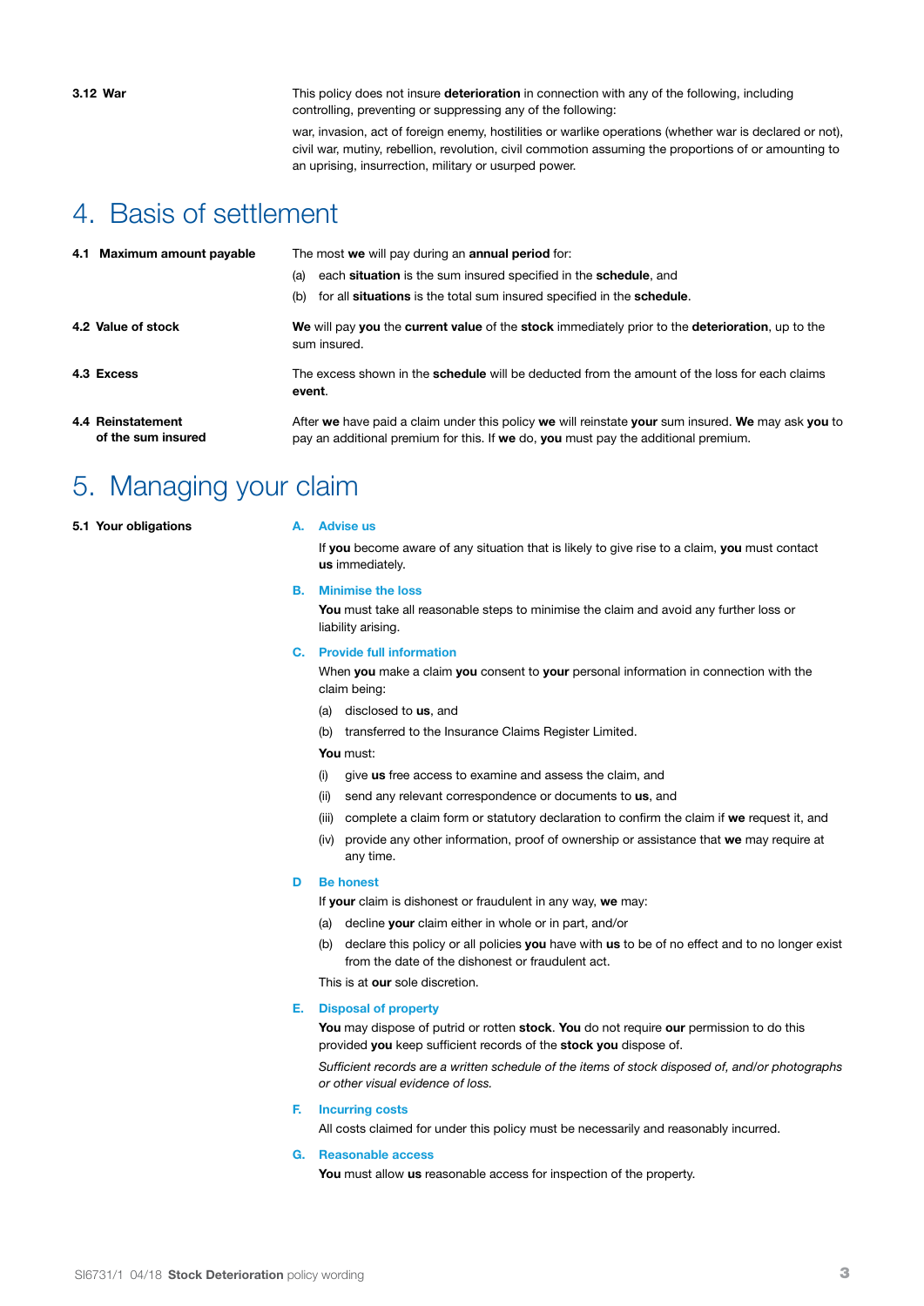**3.12 War**

This policy does not insure **deterioration** in connection with any of the following, including controlling, preventing or suppressing any of the following:

war, invasion, act of foreign enemy, hostilities or warlike operations (whether war is declared or not), civil war, mutiny, rebellion, revolution, civil commotion assuming the proportions of or amounting to an uprising, insurrection, military or usurped power.

# 4. Basis of settlement

**4.1 Maximum amount payable**

The most **we** will pay during an **annual period** for:

(a) each **situation** is the sum insured specified in the **schedule**, and

(b) for all **situations** is the total sum insured specified in the **schedule**.

**4.2 Value of stock**

**We** will pay **you** the **current value** of the **stock** immediately prior to the **deterioration**, up to the sum insured.

**4.3 Excess**

The excess shown in the **schedule** will be deducted from the amount of the loss for each claims **event**.

**4.4 Reinstatement of the sum insured**

After **we** have paid a claim under this policy **we** will reinstate **your** sum insured. **We** may ask **you** to pay an additional premium for this. If **we** do, **you** must pay the additional premium.

# 5. Managing your claim

**5.1 Your obligations**

**A. Advise us**

If **you** become aware of any situation that is likely to give rise to a claim, **you** must contact **us** immediately.

**B. Minimise the loss**

**You** must take all reasonable steps to minimise the claim and avoid any further loss or liability arising.

**C. Provide full information**

When **you** make a claim **you** consent to **your** personal information in connection with the claim being:

(a) disclosed to **us**, and

(b) transferred to the Insurance Claims Register Limited.

**You** must:

(i) give **us** free access to examine and assess the claim, and

(ii) send any relevant correspondence or documents to **us**, and

(iii) complete a claim form or statutory declaration to confirm the claim if **we** request it, and

(iv) provide any other information, proof of ownership or assistance that **we** may require at any time.

**D Be honest**

If **your** claim is dishonest or fraudulent in any way, **we** may:

(a) decline **your** claim either in whole or in part, and/or

(b) declare this policy or all policies **you** have with **us** to be of no effect and to no longer exist from the date of the dishonest or fraudulent act.

This is at **our** sole discretion.

**E. Disposal of property**

**You** may dispose of putrid or rotten **stock**. **You** do not require **our** permission to do this provided **you** keep sufficient records of the **stock you** dispose of.

*Sufficient records are a written schedule of the items of stock disposed of, and/or photographs or other visual evidence of loss.*

**F. Incurring costs**

All costs claimed for under this policy must be necessarily and reasonably incurred.

**G. Reasonable access**

**You** must allow **us** reasonable access for inspection of the property.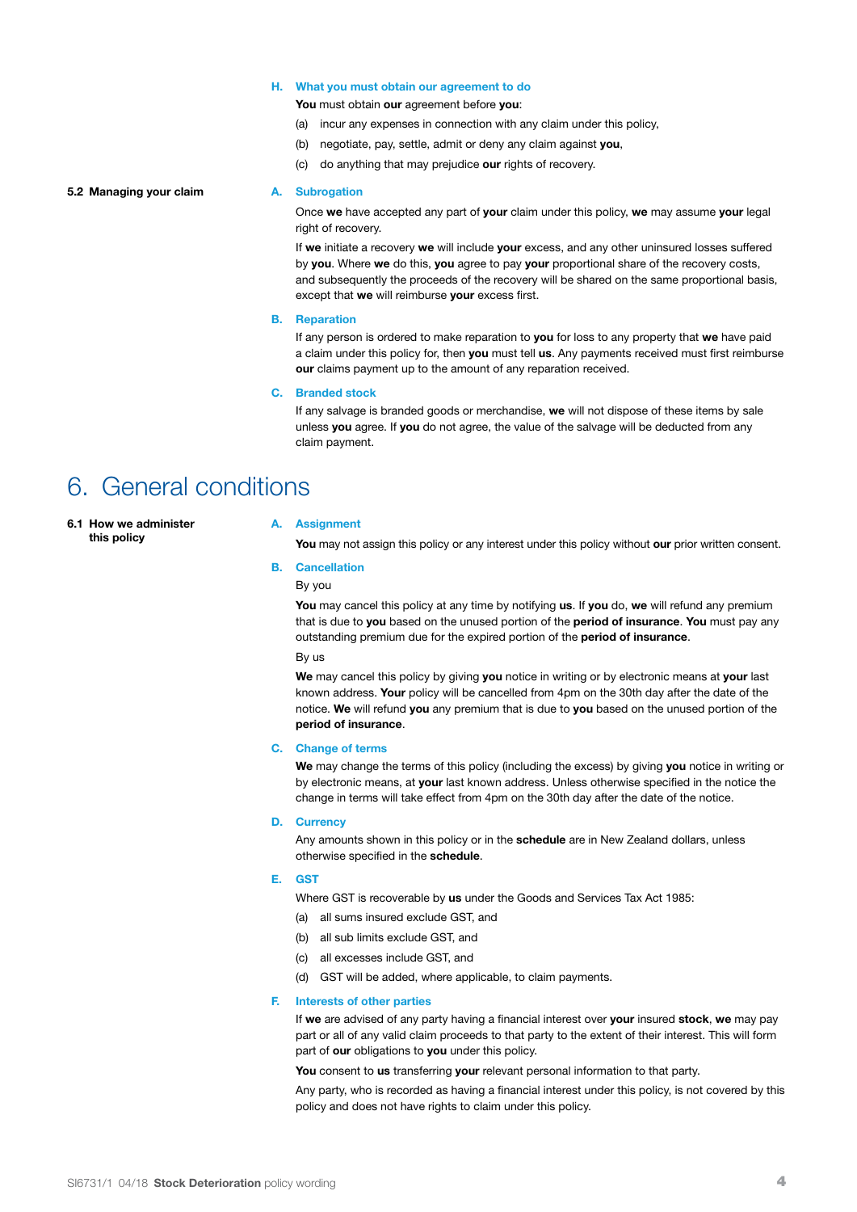### H. What you must obtain our agreement to do

**You** must obtain **our** agreement before **you**:

(a) incur any expenses in connection with any claim under this policy,

(b) negotiate, pay, settle, admit or deny any claim against **you**,

(c) do anything that may prejudice **our** rights of recovery.

## 5.2 Managing your claim

### A. Subrogation

Once **we** have accepted any part of **your** claim under this policy, **we** may assume **your** legal right of recovery.

If **we** initiate a recovery **we** will include **your** excess, and any other uninsured losses suffered by **you**. Where **we** do this, **you** agree to pay **your** proportional share of the recovery costs, and subsequently the proceeds of the recovery will be shared on the same proportional basis, except that **we** will reimburse **your** excess first.

### B. Reparation

If any person is ordered to make reparation to **you** for loss to any property that **we** have paid a claim under this policy for, then **you** must tell **us**. Any payments received must first reimburse **our** claims payment up to the amount of any reparation received.

### C. Branded stock

If any salvage is branded goods or merchandise, **we** will not dispose of these items by sale unless **you** agree. If **you** do not agree, the value of the salvage will be deducted from any claim payment.

# 6. General conditions

## 6.1 How we administer this policy

### A. Assignment

**You** may not assign this policy or any interest under this policy without **our** prior written consent.

### B. Cancellation

By you

**You** may cancel this policy at any time by notifying **us**. If **you** do, **we** will refund any premium that is due to **you** based on the unused portion of the **period of insurance**. **You** must pay any outstanding premium due for the expired portion of the **period of insurance**.

By us

**We** may cancel this policy by giving **you** notice in writing or by electronic means at **your** last known address. **Your** policy will be cancelled from 4pm on the 30th day after the date of the notice. **We** will refund **you** any premium that is due to **you** based on the unused portion of the **period of insurance**.

### C. Change of terms

**We** may change the terms of this policy (including the excess) by giving **you** notice in writing or by electronic means, at **your** last known address. Unless otherwise specified in the notice the change in terms will take effect from 4pm on the 30th day after the date of the notice.

### D. Currency

Any amounts shown in this policy or in the **schedule** are in New Zealand dollars, unless otherwise specified in the **schedule**.

### E. GST

Where GST is recoverable by **us** under the Goods and Services Tax Act 1985:

(a) all sums insured exclude GST, and

(b) all sub limits exclude GST, and

(c) all excesses include GST, and

(d) GST will be added, where applicable, to claim payments.

### F. Interests of other parties

If **we** are advised of any party having a financial interest over **your** insured **stock**, **we** may pay part or all of any valid claim proceeds to that party to the extent of their interest. This will form part of **our** obligations to **you** under this policy.

**You** consent to **us** transferring **your** relevant personal information to that party.

Any party, who is recorded as having a financial interest under this policy, is not covered by this policy and does not have rights to claim under this policy.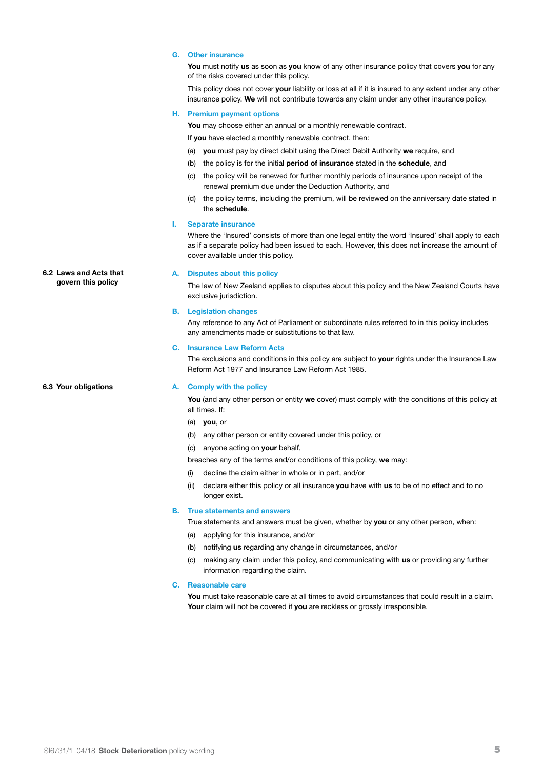### G. Other insurance

**You** must notify **us** as soon as **you** know of any other insurance policy that covers **you** for any of the risks covered under this policy.

This policy does not cover **your** liability or loss at all if it is insured to any extent under any other insurance policy. **We** will not contribute towards any claim under any other insurance policy.

### H. Premium payment options

**You** may choose either an annual or a monthly renewable contract.

If **you** have elected a monthly renewable contract, then:

(a) **you** must pay by direct debit using the Direct Debit Authority **we** require, and

(b) the policy is for the initial **period of insurance** stated in the **schedule**, and

(c) the policy will be renewed for further monthly periods of insurance upon receipt of the renewal premium due under the Deduction Authority, and

(d) the policy terms, including the premium, will be reviewed on the anniversary date stated in the **schedule**.

### I. Separate insurance

Where the 'Insured' consists of more than one legal entity the word 'Insured' shall apply to each as if a separate policy had been issued to each. However, this does not increase the amount of cover available under this policy.

## 6.2 Laws and Acts that govern this policy

### A. Disputes about this policy

The law of New Zealand applies to disputes about this policy and the New Zealand Courts have exclusive jurisdiction.

### B. Legislation changes

Any reference to any Act of Parliament or subordinate rules referred to in this policy includes any amendments made or substitutions to that law.

### C. Insurance Law Reform Acts

The exclusions and conditions in this policy are subject to **your** rights under the Insurance Law Reform Act 1977 and Insurance Law Reform Act 1985.

## 6.3 Your obligations

### A. Comply with the policy

**You** (and any other person or entity **we** cover) must comply with the conditions of this policy at all times. If:

(a) **you**, or

(b) any other person or entity covered under this policy, or

(c) anyone acting on **your** behalf,

breaches any of the terms and/or conditions of this policy, **we** may:

(i) decline the claim either in whole or in part, and/or

(ii) declare either this policy or all insurance **you** have with **us** to be of no effect and to no longer exist.

### B. True statements and answers

True statements and answers must be given, whether by **you** or any other person, when:

(a) applying for this insurance, and/or

(b) notifying **us** regarding any change in circumstances, and/or

(c) making any claim under this policy, and communicating with **us** or providing any further information regarding the claim.

### C. Reasonable care

**You** must take reasonable care at all times to avoid circumstances that could result in a claim. **Your** claim will not be covered if **you** are reckless or grossly irresponsible.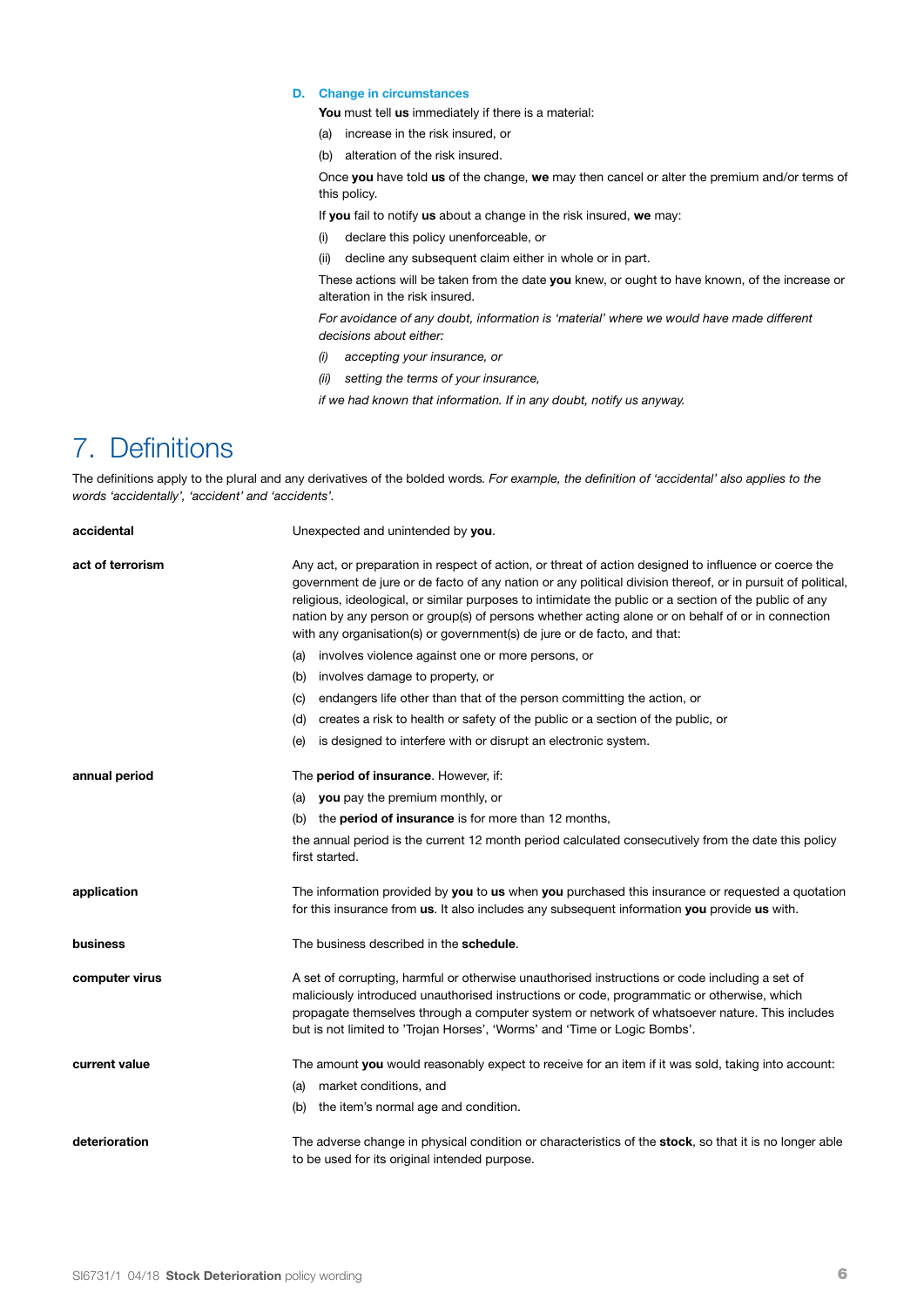### D. Change in circumstances

**You** must tell **us** immediately if there is a material:

(a) increase in the risk insured, or

(b) alteration of the risk insured.

Once **you** have told **us** of the change, **we** may then cancel or alter the premium and/or terms of this policy.

If **you** fail to notify **us** about a change in the risk insured, **we** may:

(i) declare this policy unenforceable, or

(ii) decline any subsequent claim either in whole or in part.

These actions will be taken from the date **you** knew, or ought to have known, of the increase or alteration in the risk insured.

*For avoidance of any doubt, information is 'material' where we would have made different decisions about either:*

*(i) accepting your insurance, or*

*(ii) setting the terms of your insurance,*

*if we had known that information. If in any doubt, notify us anyway.*

# 7. Definitions

The definitions apply to the plural and any derivatives of the bolded words. *For example, the definition of 'accidental' also applies to the words 'accidentally', 'accident' and 'accidents'.*

**accidental**

Unexpected and unintended by **you**.

**act of terrorism**

Any act, or preparation in respect of action, or threat of action designed to influence or coerce the government de jure or de facto of any nation or any political division thereof, or in pursuit of political, religious, ideological, or similar purposes to intimidate the public or a section of the public of any nation by any person or group(s) of persons whether acting alone or on behalf of or in connection with any organisation(s) or government(s) de jure or de facto, and that:

(a) involves violence against one or more persons, or

(b) involves damage to property, or

(c) endangers life other than that of the person committing the action, or

(d) creates a risk to health or safety of the public or a section of the public, or

(e) is designed to interfere with or disrupt an electronic system.

**annual period**

The **period of insurance**. However, if:

(a) **you** pay the premium monthly, or

(b) the **period of insurance** is for more than 12 months,

the annual period is the current 12 month period calculated consecutively from the date this policy first started.

**application**

The information provided by **you** to **us** when **you** purchased this insurance or requested a quotation for this insurance from **us**. It also includes any subsequent information **you** provide **us** with.

**business**

The business described in the **schedule**.

**computer virus**

A set of corrupting, harmful or otherwise unauthorised instructions or code including a set of maliciously introduced unauthorised instructions or code, programmatic or otherwise, which propagate themselves through a computer system or network of whatsoever nature. This includes but is not limited to 'Trojan Horses', 'Worms' and 'Time or Logic Bombs'.

**current value**

The amount **you** would reasonably expect to receive for an item if it was sold, taking into account:

(a) market conditions, and

(b) the item's normal age and condition.

**deterioration**

The adverse change in physical condition or characteristics of the **stock**, so that it is no longer able to be used for its original intended purpose.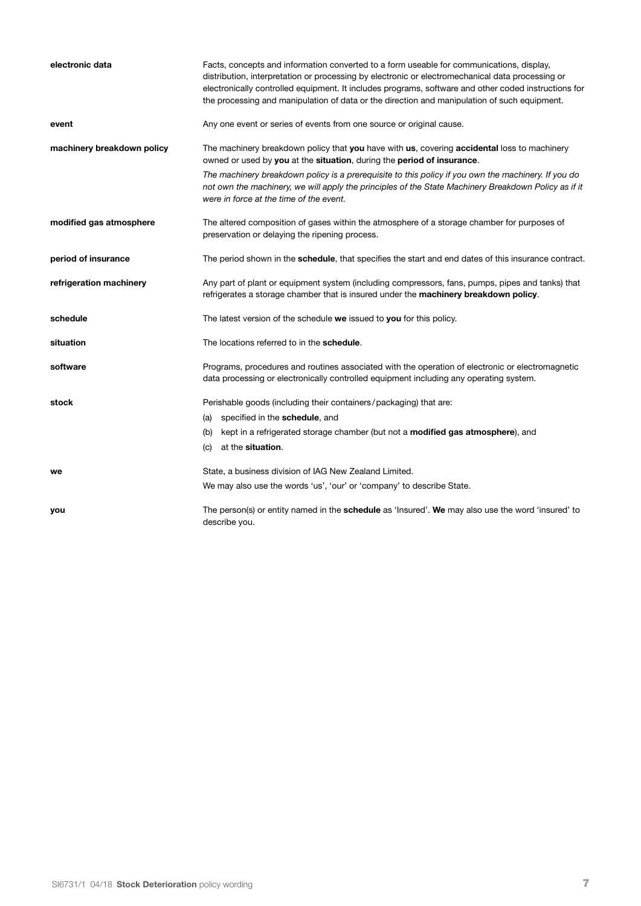| | |
|---|---|
| **electronic data** | Facts, concepts and information converted to a form useable for communications, display, distribution, interpretation or processing by electronic or electromechanical data processing or electronically controlled equipment. It includes programs, software and other coded instructions for the processing and manipulation of data or the direction and manipulation of such equipment. |
| **event** | Any one event or series of events from one source or original cause. |
| **machinery breakdown policy** | The machinery breakdown policy that **you** have with **us**, covering **accidental** loss to machinery owned or used by **you** at the **situation**, during the **period of insurance**.<br>*The machinery breakdown policy is a prerequisite to this policy if you own the machinery. If you do not own the machinery, we will apply the principles of the State Machinery Breakdown Policy as if it were in force at the time of the event.* |
| **modified gas atmosphere** | The altered composition of gases within the atmosphere of a storage chamber for purposes of preservation or delaying the ripening process. |
| **period of insurance** | The period shown in the **schedule**, that specifies the start and end dates of this insurance contract. |
| **refrigeration machinery** | Any part of plant or equipment system (including compressors, fans, pumps, pipes and tanks) that refrigerates a storage chamber that is insured under the **machinery breakdown policy**. |
| **schedule** | The latest version of the schedule **we** issued to **you** for this policy. |
| **situation** | The locations referred to in the **schedule**. |
| **software** | Programs, procedures and routines associated with the operation of electronic or electromagnetic data processing or electronically controlled equipment including any operating system. |
| **stock** | Perishable goods (including their containers/packaging) that are:<br>(a) specified in the **schedule**, and<br>(b) kept in a refrigerated storage chamber (but not a **modified gas atmosphere**), and<br>(c) at the **situation**. |
| **we** | State, a business division of IAG New Zealand Limited.<br>We may also use the words 'us', 'our' or 'company' to describe State. |
| **you** | The person(s) or entity named in the **schedule** as 'Insured'. **We** may also use the word 'insured' to describe you. |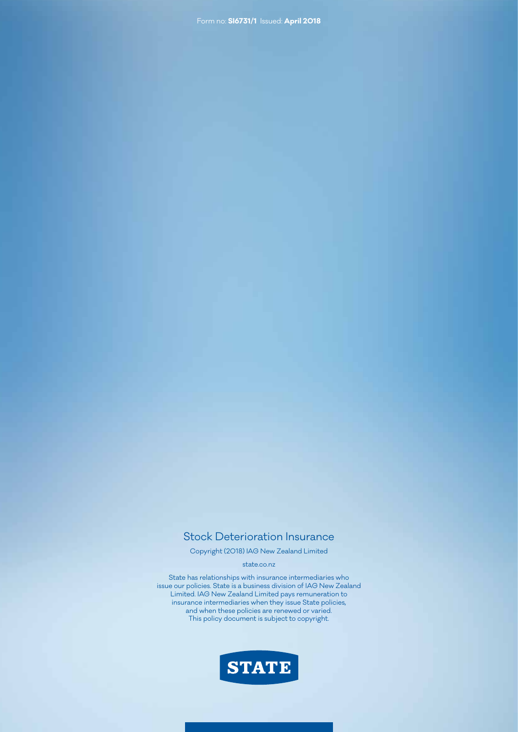Form no: **SI6731/1** Issued: **April 2018**

## Stock Deterioration Insurance

Copyright (2018) IAG New Zealand Limited

state.co.nz

State has relationships with insurance intermediaries who issue our policies. State is a business division of IAG New Zealand Limited. IAG New Zealand Limited pays remuneration to insurance intermediaries when they issue State policies, and when these policies are renewed or varied. This policy document is subject to copyright.

STATE